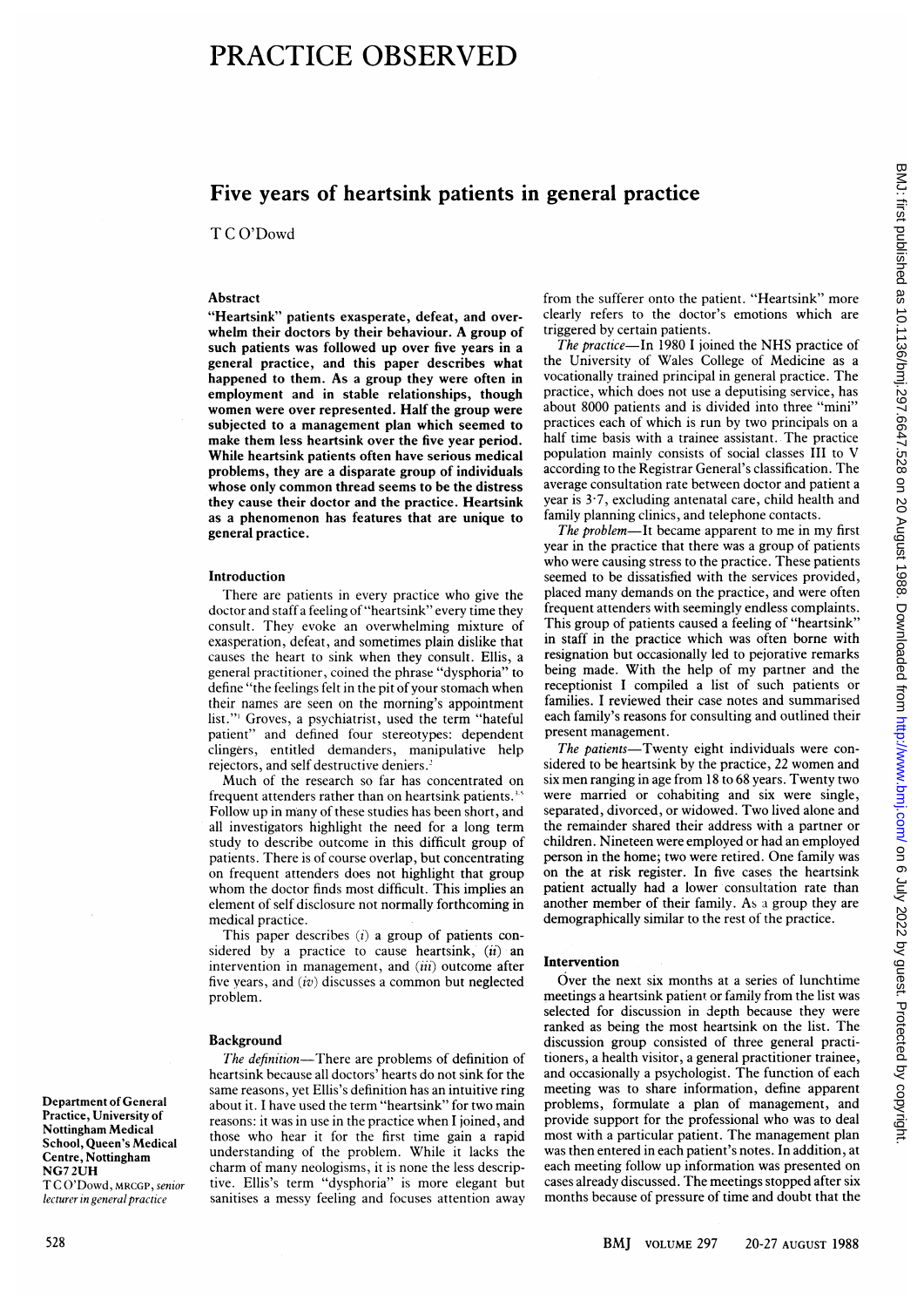# PRACTICE OBSERVED

## Five years of heartsink patients in general practice

T C O'Dowd

### Abstract

"Heartsink" patients exasperate, defeat, and overwhelm their doctors by their behaviour. A group of such patients was followed up over five years in a general practice, and this paper describes what happened to them. As a group they were often in employment and in stable relationships, though women were over represented. Half the group were subjected to a management plan which seemed to make them less heartsink over the five year period. While heartsink patients often have serious medical problems, they are a disparate group of individuals whose only common thread seems to be the distress they cause their doctor and the practice. Heartsink as a phenomenon has features that are unique to general practice.

### Introduction

There are patients in every practice who give the doctor and staff a feeling of "heartsink" every time they consult. They evoke an overwhelming mixture of exasperation, defeat, and sometimes plain dislike that causes the heart to sink when they consult. Ellis, a general practitioner, coined the phrase "dysphoria" to define "the feelings felt in the pit of your stomach when their names are seen on the morning's appointment list."[1] Groves, a psychiatrist, used the term "hateful patient" and defined four stereotypes: dependent clingers, entitled demanders, manipulative help rejectors, and self destructive deniers.[2]

Much of the research so far has concentrated on frequent attenders rather than on heartsink patients.[3-5] Follow up in many of these studies has been short, and all investigators highlight the need for a long term study to describe outcome in this difficult group of patients. There is of course overlap, but concentrating on frequent attenders does not highlight that group whom the doctor finds most difficult. This implies an element of self disclosure not normally forthcoming in medical practice.

This paper describes (*i*) a group of patients considered by a practice to cause heartsink, (*ii*) an intervention in management, and (*iii*) outcome after five years, and (*iv*) discusses a common but neglected problem.

### Background

*The definition*—There are problems of definition of heartsink because all doctors' hearts do not sink for the same reasons, yet Ellis's definition has an intuitive ring about it. I have used the term "heartsink" for two main reasons: it was in use in the practice when I joined, and those who hear it for the first time gain a rapid understanding of the problem. While it lacks the charm of many neologisms, it is none the less descriptive. Ellis's term "dysphoria" is more elegant but sanitises a messy feeling and focuses attention away from the sufferer onto the patient. "Heartsink" more clearly refers to the doctor's emotions which are triggered by certain patients.

*The practice*—In 1980 I joined the NHS practice of the University of Wales College of Medicine as a vocationally trained principal in general practice. The practice, which does not use a deputising service, has about 8000 patients and is divided into three "mini" practices each of which is run by two principals on a half time basis with a trainee assistant. The practice population mainly consists of social classes III to V according to the Registrar General's classification. The average consultation rate between doctor and patient a year is 3·7, excluding antenatal care, child health and family planning clinics, and telephone contacts.

*The problem*—It became apparent to me in my first year in the practice that there was a group of patients who were causing stress to the practice. These patients seemed to be dissatisfied with the services provided, placed many demands on the practice, and were often frequent attenders with seemingly endless complaints. This group of patients caused a feeling of "heartsink" in staff in the practice which was often borne with resignation but occasionally led to pejorative remarks being made. With the help of my partner and the receptionist I compiled a list of such patients or families. I reviewed their case notes and summarised each family's reasons for consulting and outlined their present management.

*The patients*—Twenty eight individuals were considered to be heartsink by the practice, 22 women and six men ranging in age from 18 to 68 years. Twenty two were married or cohabiting and six were single, separated, divorced, or widowed. Two lived alone and the remainder shared their address with a partner or children. Nineteen were employed or had an employed person in the home; two were retired. One family was on the at risk register. In five cases the heartsink patient actually had a lower consultation rate than another member of their family. As a group they are demographically similar to the rest of the practice.

### Intervention

Over the next six months at a series of lunchtime meetings a heartsink patient or family from the list was selected for discussion in depth because they were ranked as being the most heartsink on the list. The discussion group consisted of three general practitioners, a health visitor, a general practitioner trainee, and occasionally a psychologist. The function of each meeting was to share information, define apparent problems, formulate a plan of management, and provide support for the professional who was to deal most with a particular patient. The management plan was then entered in each patient's notes. In addition, at each meeting follow up information was presented on cases already discussed. The meetings stopped after six months because of pressure of time and doubt that the

Department of General Practice, University of Nottingham Medical School, Queen's Medical Centre, Nottingham NG7 2UH

T C O'Dowd, MRCGP, *senior lecturer in general practice*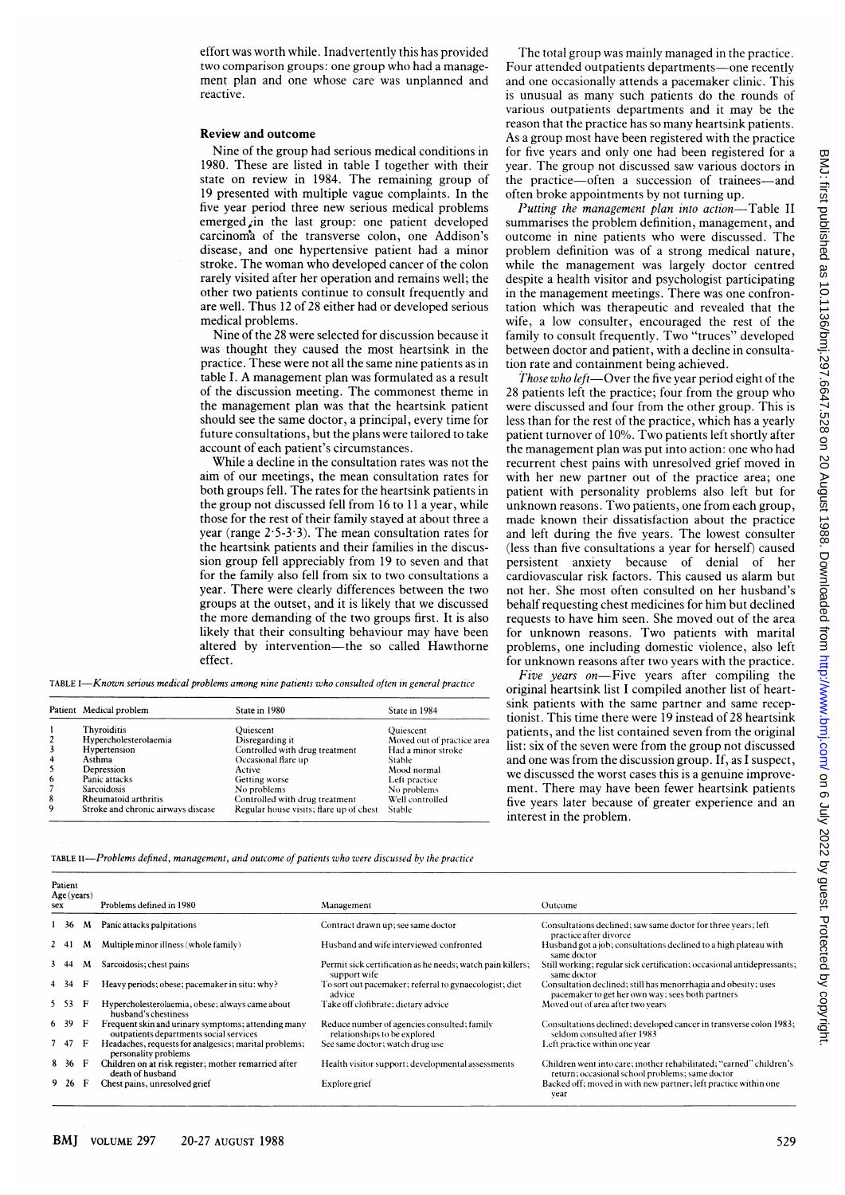effort was worth while. Inadvertently this has provided two comparison groups: one group who had a management plan and one whose care was unplanned and reactive.

### Review and outcome

Nine of the group had serious medical conditions in 1980. These are listed in table I together with their state on review in 1984. The remaining group of 19 presented with multiple vague complaints. In the five year period three new serious medical problems emerged in the last group: one patient developed carcinoma of the transverse colon, one Addison's disease, and one hypertensive patient had a minor stroke. The woman who developed cancer of the colon rarely visited after her operation and remains well; the other two patients continue to consult frequently and are well. Thus 12 of 28 either had or developed serious medical problems.

Nine of the 28 were selected for discussion because it was thought they caused the most heartsink in the practice. These were not all the same nine patients as in table I. A management plan was formulated as a result of the discussion meeting. The commonest theme in the management plan was that the heartsink patient should see the same doctor, a principal, every time for future consultations, but the plans were tailored to take account of each patient's circumstances.

While a decline in the consultation rates was not the aim of our meetings, the mean consultation rates for both groups fell. The rates for the heartsink patients in the group not discussed fell from 16 to 11 a year, while those for the rest of their family stayed at about three a year (range 2·5-3·3). The mean consultation rates for the heartsink patients and their families in the discussion group fell appreciably from 19 to seven and that for the family also fell from six to two consultations a year. There were clearly differences between the two groups at the outset, and it is likely that we discussed the more demanding of the two groups first. It is also likely that their consulting behaviour may have been altered by intervention—the so called Hawthorne effect.

TABLE I—*Known serious medical problems among nine patients who consulted often in general practice*

| Patient | Medical problem | State in 1980 | State in 1984 |
|---|---|---|---|
| 1 | Thyroiditis | Quiescent | Quiescent |
| 2 | Hypercholesterolaemia | Disregarding it | Moved out of practice area |
| 3 | Hypertension | Controlled with drug treatment | Had a minor stroke |
| 4 | Asthma | Occasional flare up | Stable |
| 5 | Depression | Active | Mood normal |
| 6 | Panic attacks | Getting worse | Left practice |
| 7 | Sarcoidosis | No problems | No problems |
| 8 | Rheumatoid arthritis | Controlled with drug treatment | Well controlled |
| 9 | Stroke and chronic airways disease | Regular house visits; flare up of chest | Stable |

The total group was mainly managed in the practice. Four attended outpatients departments—one recently and one occasionally attends a pacemaker clinic. This is unusual as many such patients do the rounds of various outpatients departments and it may be the reason that the practice has so many heartsink patients. As a group most have been registered with the practice for five years and only one had been registered for a year. The group not discussed saw various doctors in the practice—often a succession of trainees—and often broke appointments by not turning up.

*Putting the management plan into action*—Table II summarises the problem definition, management, and outcome in nine patients who were discussed. The problem definition was of a strong medical nature, while the management was largely doctor centred despite a health visitor and psychologist participating in the management meetings. There was one confrontation which was therapeutic and revealed that the wife, a low consulter, encouraged the rest of the family to consult frequently. Two "truces" developed between doctor and patient, with a decline in consultation rate and containment being achieved.

*Those who left*—Over the five year period eight of the 28 patients left the practice; four from the group who were discussed and four from the other group. This is less than for the rest of the practice, which has a yearly patient turnover of 10%. Two patients left shortly after the management plan was put into action: one who had recurrent chest pains with unresolved grief moved in with her new partner out of the practice area; one patient with personality problems also left but for unknown reasons. Two patients, one from each group, made known their dissatisfaction about the practice and left during the five years. The lowest consulter (less than five consultations a year for herself) caused persistent anxiety because of denial of her cardiovascular risk factors. This caused us alarm but not her. She most often consulted on her husband's behalf requesting chest medicines for him but declined requests to have him seen. She moved out of the area for unknown reasons. Two patients with marital problems, one including domestic violence, also left for unknown reasons after two years with the practice.

*Five years on*—Five years after compiling the original heartsink list I compiled another list of heartsink patients with the same partner and same receptionist. This time there were 19 instead of 28 heartsink patients, and the list contained seven from the original list: six of the seven were from the group not discussed and one was from the discussion group. If, as I suspect, we discussed the worst cases this is a genuine improvement. There may have been fewer heartsink patients five years later because of greater experience and an interest in the problem.

TABLE II—*Problems defined, management, and outcome of patients who were discussed by the practice*

| Patient | Age (years) | sex | Problems defined in 1980 | Management | Outcome |
|---|---|---|---|---|---|
| 1 | 36 | M | Panic attacks palpitations | Contract drawn up; see same doctor | Consultations declined; saw same doctor for three years; left practice after divorce |
| 2 | 41 | M | Multiple minor illness (whole family) | Husband and wife interviewed/confronted | Husband got a job; consultations declined to a high plateau with same doctor |
| 3 | 44 | M | Sarcoidosis; chest pains | Permit sick certification as he needs; watch pain killers; support wife | Still working; regular sick certification; occasional antidepressants; same doctor |
| 4 | 34 | F | Heavy periods; obese; pacemaker in situ: why? | To sort out pacemaker; referral to gynaecologist; diet advice | Consultation declined; still has menorrhagia and obesity; uses pacemaker to get her own way; sees both partners |
| 5 | 53 | F | Hypercholesterolaemia, obese; always came about husband's chestiness | Take off clofibrate; dietary advice | Moved out of area after two years |
| 6 | 39 | F | Frequent skin and urinary symptoms; attending many outpatients departments social services | Reduce number of agencies consulted; family relationships to be explored | Consultations declined; developed cancer in transverse colon 1983; seldom consulted after 1983 |
| 7 | 47 | F | Headaches, requests for analgesics; marital problems; personality problems | See same doctor; watch drug use | Left practice within one year |
| 8 | 36 | F | Children on at risk register; mother remarried after death of husband | Health visitor support; developmental assessments | Children went into care; mother rehabilitated; "earned" children's return; occasional school problems; same doctor |
| 9 | 26 | F | Chest pains, unresolved grief | Explore grief | Backed off; moved in with new partner; left practice within one year |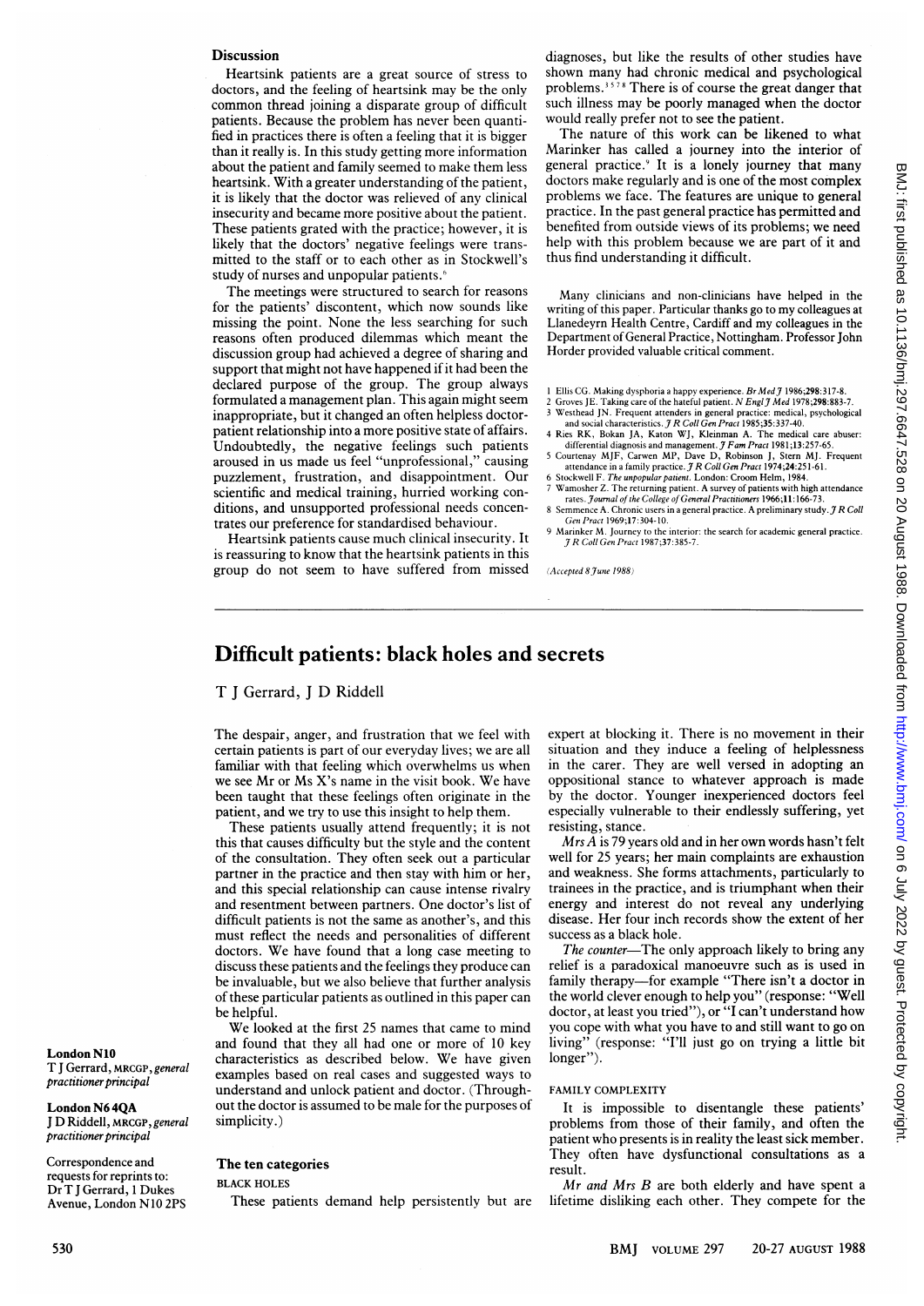### Discussion

Heartsink patients are a great source of stress to doctors, and the feeling of heartsink may be the only common thread joining a disparate group of difficult patients. Because the problem has never been quantified in practices there is often a feeling that it is bigger than it really is. In this study getting more information about the patient and family seemed to make them less heartsink. With a greater understanding of the patient, it is likely that the doctor was relieved of any clinical insecurity and became more positive about the patient. These patients grated with the practice; however, it is likely that the doctors' negative feelings were transmitted to the staff or to each other as in Stockwell's study of nurses and unpopular patients.[6]

The meetings were structured to search for reasons for the patients' discontent, which now sounds like missing the point. None the less searching for such reasons often produced dilemmas which meant the discussion group had achieved a degree of sharing and support that might not have happened if it had been the declared purpose of the group. The group always formulated a management plan. This again might seem inappropriate, but it changed an often helpless doctor-patient relationship into a more positive state of affairs. Undoubtedly, the negative feelings such patients aroused in us made us feel "unprofessional," causing puzzlement, frustration, and disappointment. Our scientific and medical training, hurried working conditions, and unsupported professional needs concentrates our preference for standardised behaviour.

Heartsink patients cause much clinical insecurity. It is reassuring to know that the heartsink patients in this group do not seem to have suffered from missed diagnoses, but like the results of other studies have shown many had chronic medical and psychological problems.[3,5,7,8] There is of course the great danger that such illness may be poorly managed when the doctor would really prefer not to see the patient.

The nature of this work can be likened to what Marinker has called a journey into the interior of general practice.[9] It is a lonely journey that many doctors make regularly and is one of the most complex problems we face. The features are unique to general practice. In the past general practice has permitted and benefited from outside views of its problems; we need help with this problem because we are part of it and thus find understanding it difficult.

Many clinicians and non-clinicians have helped in the writing of this paper. Particular thanks go to my colleagues at Llanedeyrn Health Centre, Cardiff and my colleagues in the Department of General Practice, Nottingham. Professor John Horder provided valuable critical comment.

1 Ellis CG. Making dysphoria a happy experience. *Br Med J* 1986;298:317-8.
2 Groves JE. Taking care of the hateful patient. *N Engl J Med* 1978;298:883-7.
3 Westhead JN. Frequent attenders in general practice: medical, psychological and social characteristics. *J R Coll Gen Pract* 1985;35:337-40.
4 Ries RK, Bokan JA, Katon WJ, Kleinman A. The medical care abuser: differential diagnosis and management. *J Fam Pract* 1981;13:257-65.
5 Courtenay MJF, Carwen MP, Dave D, Robinson J, Stern MJ. Frequent attendance in a family practice. *J R Coll Gen Pract* 1974;24:251-61.
6 Stockwell F. *The unpopular patient.* London: Croom Helm, 1984.
7 Wamosher Z. The returning patient. A survey of patients with high attendance rates. *Journal of the College of General Practitioners* 1966;11:166-73.
8 Semmence A. Chronic users in a general practice. A preliminary study. *J R Coll Gen Pract* 1969;17:304-10.
9 Marinker M. Journey to the interior: the search for academic general practice. *J R Coll Gen Pract* 1987;37:385-7.

*(Accepted 8 June 1988)*

# Difficult patients: black holes and secrets

T J Gerrard, J D Riddell

London N10
T J Gerrard, MRCGP, *general practitioner principal*

London N6 4QA
J D Riddell, MRCGP, *general practitioner principal*

Correspondence and requests for reprints to: Dr T J Gerrard, 1 Dukes Avenue, London N10 2PS

The despair, anger, and frustration that we feel with certain patients is part of our everyday lives; we are all familiar with that feeling which overwhelms us when we see Mr or Ms X's name in the visit book. We have been taught that these feelings often originate in the patient, and we try to use this insight to help them.

These patients usually attend frequently; it is not this that causes difficulty but the style and the content of the consultation. They often seek out a particular partner in the practice and then stay with him or her, and this special relationship can cause intense rivalry and resentment between partners. One doctor's list of difficult patients is not the same as another's, and this must reflect the needs and personalities of different doctors. We have found that a long case meeting to discuss these patients and the feelings they produce can be invaluable, but we also believe that further analysis of these particular patients as outlined in this paper can be helpful.

We looked at the first 25 names that came to mind and found that they all had one or more of 10 key characteristics as described below. We have given examples based on real cases and suggested ways to understand and unlock patient and doctor. (Throughout the doctor is assumed to be male for the purposes of simplicity.)

## The ten categories

### BLACK HOLES

These patients demand help persistently but are expert at blocking it. There is no movement in their situation and they induce a feeling of helplessness in the carer. They are well versed in adopting an oppositional stance to whatever approach is made by the doctor. Younger inexperienced doctors feel especially vulnerable to their endlessly suffering, yet resisting, stance.

*Mrs A* is 79 years old and in her own words hasn't felt well for 25 years; her main complaints are exhaustion and weakness. She forms attachments, particularly to trainees in the practice, and is triumphant when their energy and interest do not reveal any underlying disease. Her four inch records show the extent of her success as a black hole.

*The counter*—The only approach likely to bring any relief is a paradoxical manoeuvre such as is used in family therapy—for example "There isn't a doctor in the world clever enough to help you" (response: "Well doctor, at least you tried"), or "I can't understand how you cope with what you have to and still want to go on living" (response: "I'll just go on trying a little bit longer").

### FAMILY COMPLEXITY

It is impossible to disentangle these patients' problems from those of their family, and often the patient who presents is in reality the least sick member. They often have dysfunctional consultations as a result.

*Mr and Mrs B* are both elderly and have spent a lifetime disliking each other. They compete for the